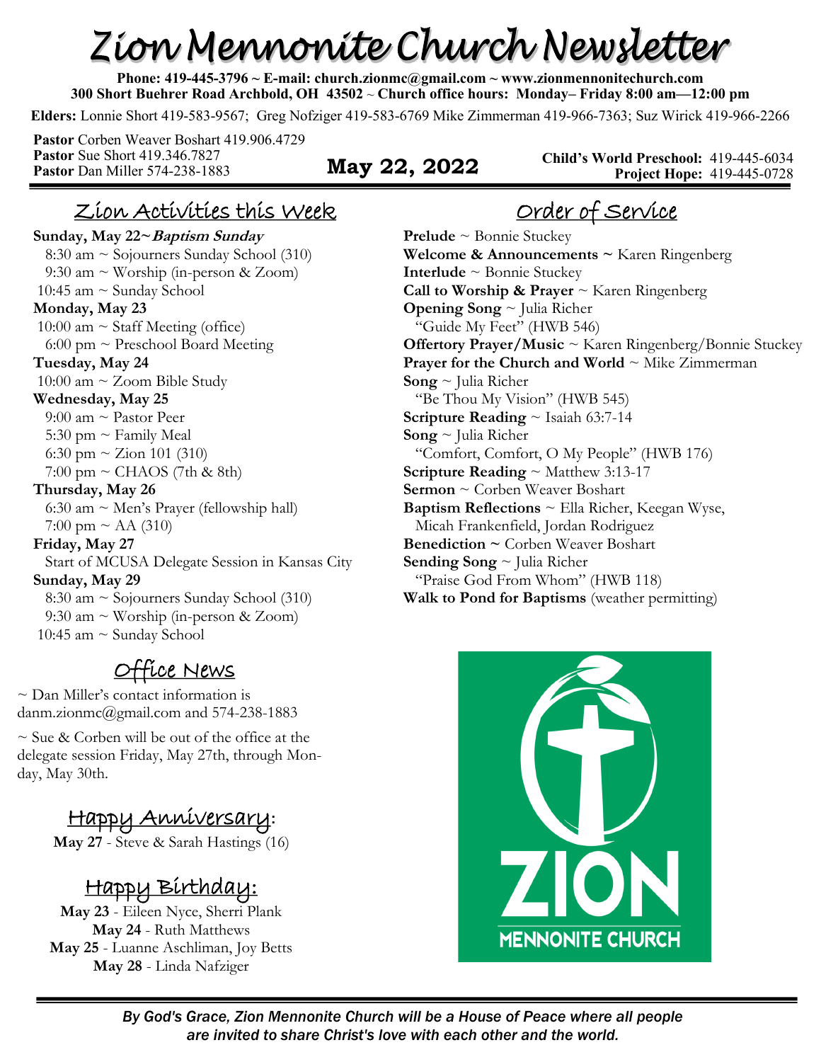# Zion Mennonite Church Newsletter

**Phone: 419-445-3796 ~ E-mail: church.zionmc@gmail.com ~ www.zionmennonitechurch.com**
**300 Short Buehrer Road Archbold, OH 43502 ~ Church office hours: Monday– Friday 8:00 am—12:00 pm**

**Elders:** Lonnie Short 419-583-9567; Greg Nofziger 419-583-6769 Mike Zimmerman 419-966-7363; Suz Wirick 419-966-2266

**Pastor** Corben Weaver Boshart 419.906.4729
**Pastor** Sue Short 419.346.7827
**Pastor** Dan Miller 574-238-1883

**May 22, 2022**

**Child's World Preschool:** 419-445-6034
**Project Hope:** 419-445-0728

## Zion Activities this Week

**Sunday, May 22~*Baptism Sunday***
8:30 am ~ Sojourners Sunday School (310)
9:30 am ~ Worship (in-person & Zoom)
10:45 am ~ Sunday School

**Monday, May 23**
10:00 am ~ Staff Meeting (office)
6:00 pm ~ Preschool Board Meeting

**Tuesday, May 24**
10:00 am ~ Zoom Bible Study

**Wednesday, May 25**
9:00 am ~ Pastor Peer
5:30 pm ~ Family Meal
6:30 pm ~ Zion 101 (310)
7:00 pm ~ CHAOS (7th & 8th)

**Thursday, May 26**
6:30 am ~ Men's Prayer (fellowship hall)
7:00 pm ~ AA (310)

**Friday, May 27**
Start of MCUSA Delegate Session in Kansas City

**Sunday, May 29**
8:30 am ~ Sojourners Sunday School (310)
9:30 am ~ Worship (in-person & Zoom)
10:45 am ~ Sunday School

## Office News

~ Dan Miller's contact information is danm.zionmc@gmail.com and 574-238-1883

~ Sue & Corben will be out of the office at the delegate session Friday, May 27th, through Monday, May 30th.

## Happy Anniversary:

**May 27** - Steve & Sarah Hastings (16)

## Happy Birthday:

**May 23** - Eileen Nyce, Sherri Plank
**May 24** - Ruth Matthews
**May 25** - Luanne Aschliman, Joy Betts
**May 28** - Linda Nafziger

## Order of Service

**Prelude** ~ Bonnie Stuckey
**Welcome & Announcements ~** Karen Ringenberg
**Interlude** ~ Bonnie Stuckey
**Call to Worship & Prayer** ~ Karen Ringenberg
**Opening Song** ~ Julia Richer
"Guide My Feet" (HWB 546)
**Offertory Prayer/Music** ~ Karen Ringenberg/Bonnie Stuckey
**Prayer for the Church and World** ~ Mike Zimmerman
**Song** ~ Julia Richer
"Be Thou My Vision" (HWB 545)
**Scripture Reading** ~ Isaiah 63:7-14
**Song** ~ Julia Richer
"Comfort, Comfort, O My People" (HWB 176)
**Scripture Reading** ~ Matthew 3:13-17
**Sermon** ~ Corben Weaver Boshart
**Baptism Reflections** ~ Ella Richer, Keegan Wyse, Micah Frankenfield, Jordan Rodriguez
**Benediction ~** Corben Weaver Boshart
**Sending Song** ~ Julia Richer
"Praise God From Whom" (HWB 118)
**Walk to Pond for Baptisms** (weather permitting)

ZION MENNONITE CHURCH

*By God's Grace, Zion Mennonite Church will be a House of Peace where all people are invited to share Christ's love with each other and the world.*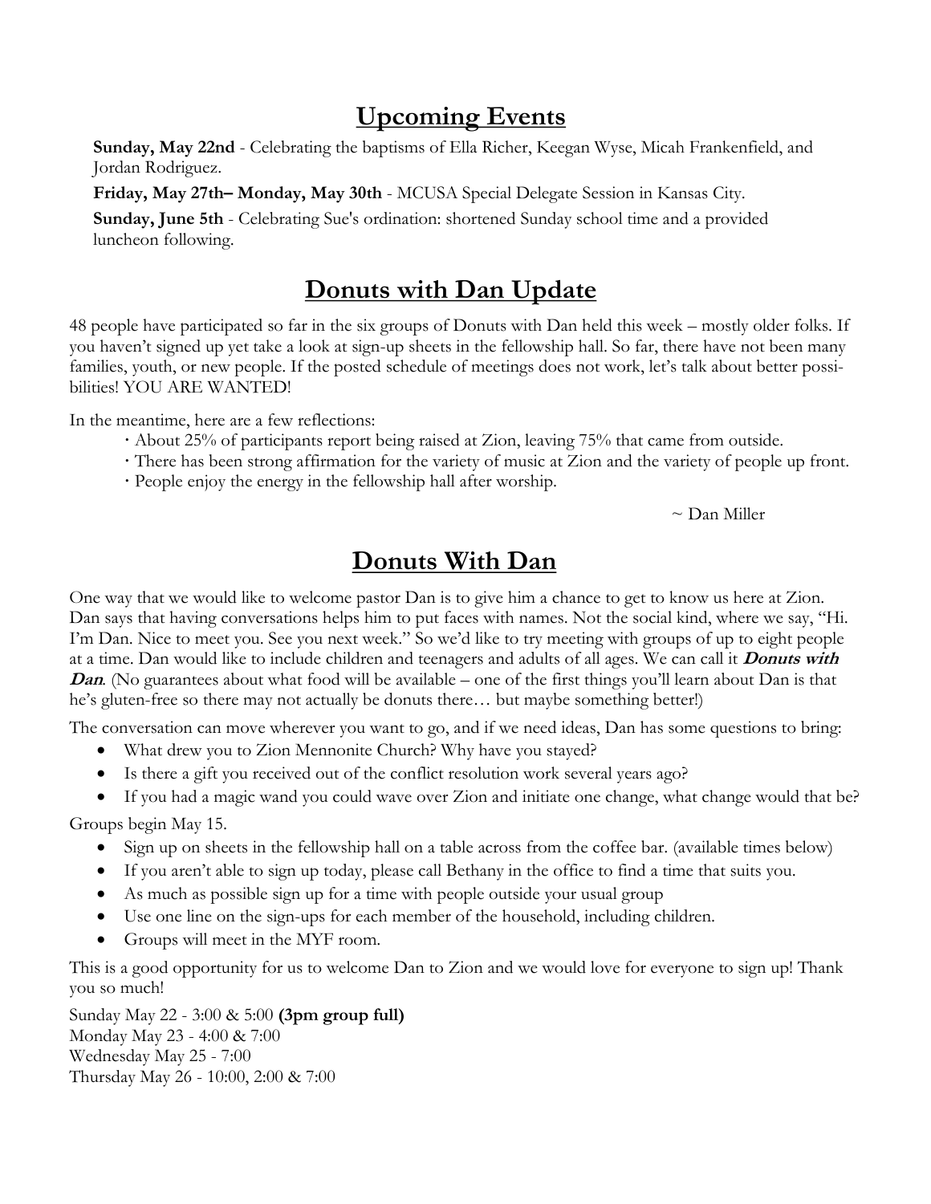## Upcoming Events

**Sunday, May 22nd** - Celebrating the baptisms of Ella Richer, Keegan Wyse, Micah Frankenfield, and Jordan Rodriguez.

**Friday, May 27th– Monday, May 30th** - MCUSA Special Delegate Session in Kansas City.

**Sunday, June 5th** - Celebrating Sue's ordination: shortened Sunday school time and a provided luncheon following.

## Donuts with Dan Update

48 people have participated so far in the six groups of Donuts with Dan held this week – mostly older folks. If you haven't signed up yet take a look at sign-up sheets in the fellowship hall. So far, there have not been many families, youth, or new people. If the posted schedule of meetings does not work, let's talk about better possibilities! YOU ARE WANTED!

In the meantime, here are a few reflections:

- About 25% of participants report being raised at Zion, leaving 75% that came from outside.
- There has been strong affirmation for the variety of music at Zion and the variety of people up front.
- People enjoy the energy in the fellowship hall after worship.

~ Dan Miller

## Donuts With Dan

One way that we would like to welcome pastor Dan is to give him a chance to get to know us here at Zion. Dan says that having conversations helps him to put faces with names. Not the social kind, where we say, "Hi. I'm Dan. Nice to meet you. See you next week." So we'd like to try meeting with groups of up to eight people at a time. Dan would like to include children and teenagers and adults of all ages. We can call it ***Donuts with Dan***. (No guarantees about what food will be available – one of the first things you'll learn about Dan is that he's gluten-free so there may not actually be donuts there… but maybe something better!)

The conversation can move wherever you want to go, and if we need ideas, Dan has some questions to bring:

- What drew you to Zion Mennonite Church? Why have you stayed?
- Is there a gift you received out of the conflict resolution work several years ago?
- If you had a magic wand you could wave over Zion and initiate one change, what change would that be?

Groups begin May 15.

- Sign up on sheets in the fellowship hall on a table across from the coffee bar. (available times below)
- If you aren't able to sign up today, please call Bethany in the office to find a time that suits you.
- As much as possible sign up for a time with people outside your usual group
- Use one line on the sign-ups for each member of the household, including children.
- Groups will meet in the MYF room.

This is a good opportunity for us to welcome Dan to Zion and we would love for everyone to sign up! Thank you so much!

Sunday May 22 - 3:00 & 5:00 **(3pm group full)**
Monday May 23 - 4:00 & 7:00
Wednesday May 25 - 7:00
Thursday May 26 - 10:00, 2:00 & 7:00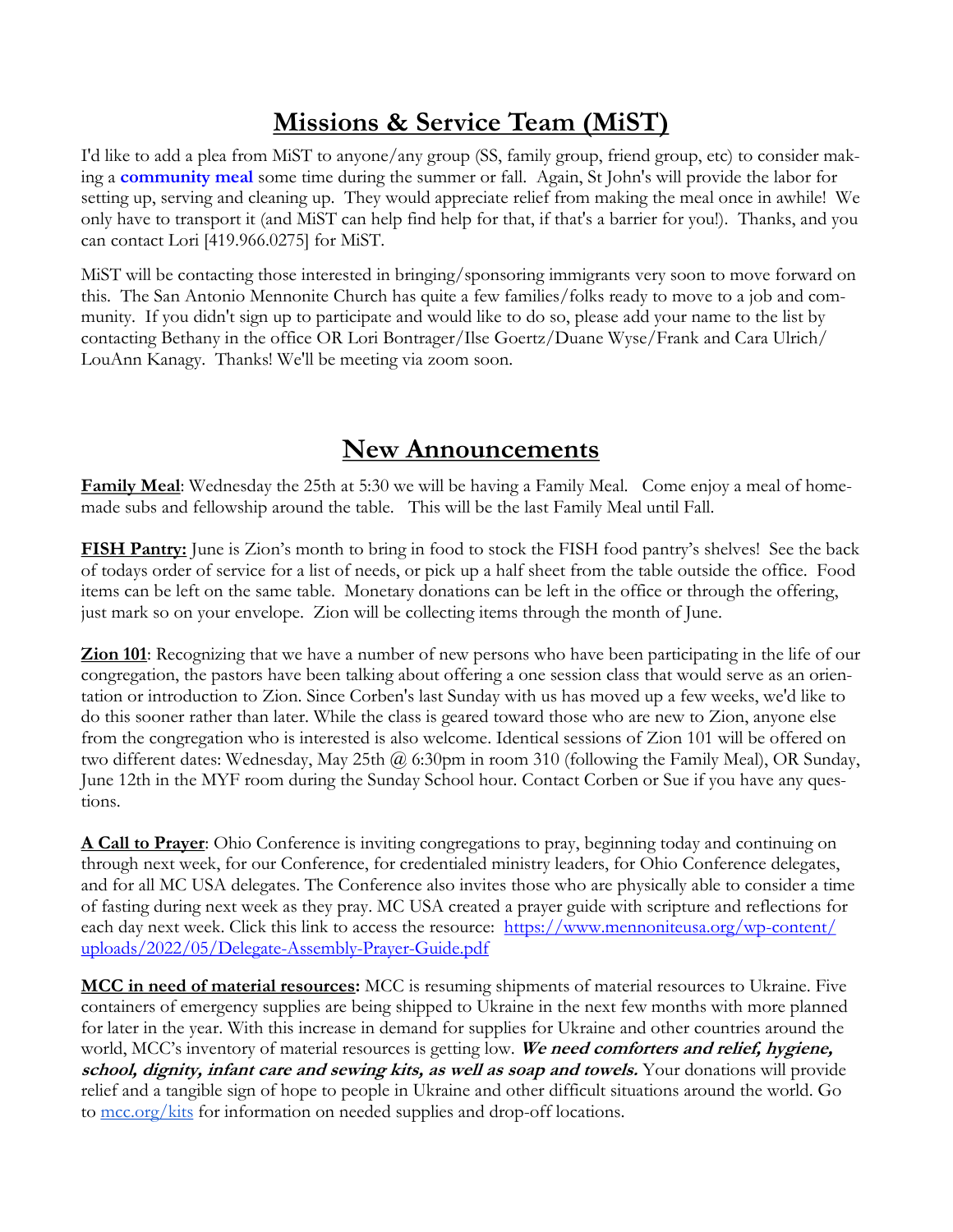# Missions & Service Team (MiST)

I'd like to add a plea from MiST to anyone/any group (SS, family group, friend group, etc) to consider making a **community meal** some time during the summer or fall. Again, St John's will provide the labor for setting up, serving and cleaning up. They would appreciate relief from making the meal once in awhile! We only have to transport it (and MiST can help find help for that, if that's a barrier for you!). Thanks, and you can contact Lori [419.966.0275] for MiST.

MiST will be contacting those interested in bringing/sponsoring immigrants very soon to move forward on this. The San Antonio Mennonite Church has quite a few families/folks ready to move to a job and community. If you didn't sign up to participate and would like to do so, please add your name to the list by contacting Bethany in the office OR Lori Bontrager/Ilse Goertz/Duane Wyse/Frank and Cara Ulrich/ LouAnn Kanagy. Thanks! We'll be meeting via zoom soon.

# New Announcements

**Family Meal**: Wednesday the 25th at 5:30 we will be having a Family Meal. Come enjoy a meal of homemade subs and fellowship around the table. This will be the last Family Meal until Fall.

**FISH Pantry:** June is Zion's month to bring in food to stock the FISH food pantry's shelves! See the back of todays order of service for a list of needs, or pick up a half sheet from the table outside the office. Food items can be left on the same table. Monetary donations can be left in the office or through the offering, just mark so on your envelope. Zion will be collecting items through the month of June.

**Zion 101**: Recognizing that we have a number of new persons who have been participating in the life of our congregation, the pastors have been talking about offering a one session class that would serve as an orientation or introduction to Zion. Since Corben's last Sunday with us has moved up a few weeks, we'd like to do this sooner rather than later. While the class is geared toward those who are new to Zion, anyone else from the congregation who is interested is also welcome. Identical sessions of Zion 101 will be offered on two different dates: Wednesday, May 25th @ 6:30pm in room 310 (following the Family Meal), OR Sunday, June 12th in the MYF room during the Sunday School hour. Contact Corben or Sue if you have any questions.

**A Call to Prayer**: Ohio Conference is inviting congregations to pray, beginning today and continuing on through next week, for our Conference, for credentialed ministry leaders, for Ohio Conference delegates, and for all MC USA delegates. The Conference also invites those who are physically able to consider a time of fasting during next week as they pray. MC USA created a prayer guide with scripture and reflections for each day next week. Click this link to access the resource: https://www.mennoniteusa.org/wp-content/uploads/2022/05/Delegate-Assembly-Prayer-Guide.pdf

**MCC in need of material resources:** MCC is resuming shipments of material resources to Ukraine. Five containers of emergency supplies are being shipped to Ukraine in the next few months with more planned for later in the year. With this increase in demand for supplies for Ukraine and other countries around the world, MCC's inventory of material resources is getting low. ***We need comforters and relief, hygiene, school, dignity, infant care and sewing kits, as well as soap and towels.*** Your donations will provide relief and a tangible sign of hope to people in Ukraine and other difficult situations around the world. Go to mcc.org/kits for information on needed supplies and drop-off locations.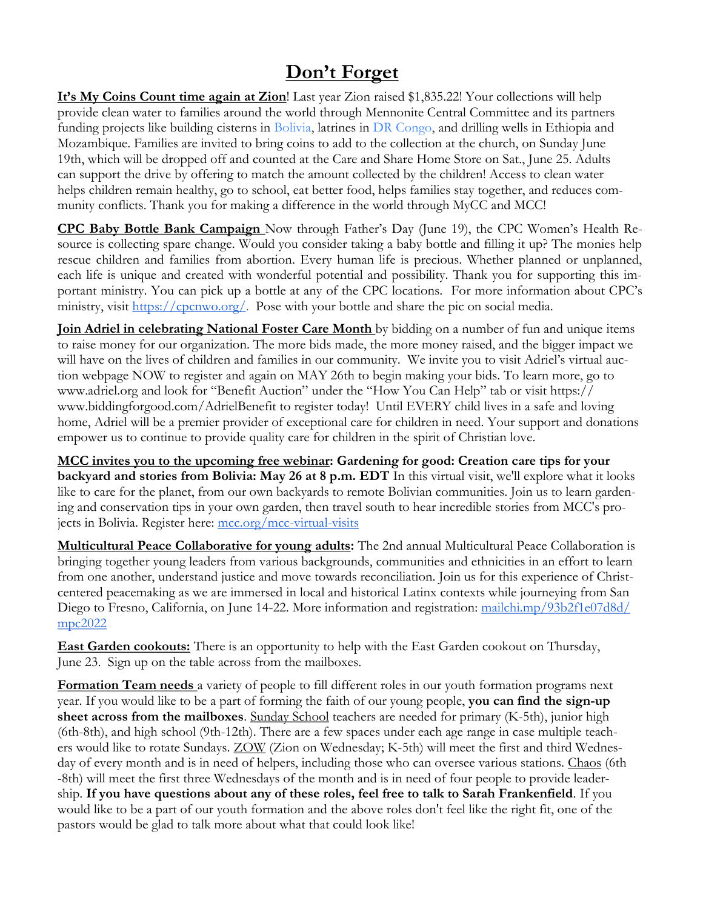# Don't Forget

**It's My Coins Count time again at Zion**! Last year Zion raised $1,835.22! Your collections will help provide clean water to families around the world through Mennonite Central Committee and its partners funding projects like building cisterns in Bolivia, latrines in DR Congo, and drilling wells in Ethiopia and Mozambique. Families are invited to bring coins to add to the collection at the church, on Sunday June 19th, which will be dropped off and counted at the Care and Share Home Store on Sat., June 25. Adults can support the drive by offering to match the amount collected by the children! Access to clean water helps children remain healthy, go to school, eat better food, helps families stay together, and reduces community conflicts. Thank you for making a difference in the world through MyCC and MCC!

**CPC Baby Bottle Bank Campaign** Now through Father's Day (June 19), the CPC Women's Health Resource is collecting spare change. Would you consider taking a baby bottle and filling it up? The monies help rescue children and families from abortion. Every human life is precious. Whether planned or unplanned, each life is unique and created with wonderful potential and possibility. Thank you for supporting this important ministry. You can pick up a bottle at any of the CPC locations. For more information about CPC's ministry, visit https://cpcnwo.org/. Pose with your bottle and share the pic on social media.

**Join Adriel in celebrating National Foster Care Month** by bidding on a number of fun and unique items to raise money for our organization. The more bids made, the more money raised, and the bigger impact we will have on the lives of children and families in our community. We invite you to visit Adriel's virtual auction webpage NOW to register and again on MAY 26th to begin making your bids. To learn more, go to www.adriel.org and look for "Benefit Auction" under the "How You Can Help" tab or visit https://www.biddingforgood.com/AdrielBenefit to register today! Until EVERY child lives in a safe and loving home, Adriel will be a premier provider of exceptional care for children in need. Your support and donations empower us to continue to provide quality care for children in the spirit of Christian love.

**MCC invites you to the upcoming free webinar: Gardening for good: Creation care tips for your backyard and stories from Bolivia: May 26 at 8 p.m. EDT** In this virtual visit, we'll explore what it looks like to care for the planet, from our own backyards to remote Bolivian communities. Join us to learn gardening and conservation tips in your own garden, then travel south to hear incredible stories from MCC's projects in Bolivia. Register here: mcc.org/mcc-virtual-visits

**Multicultural Peace Collaborative for young adults:** The 2nd annual Multicultural Peace Collaboration is bringing together young leaders from various backgrounds, communities and ethnicities in an effort to learn from one another, understand justice and move towards reconciliation. Join us for this experience of Christ-centered peacemaking as we are immersed in local and historical Latinx contexts while journeying from San Diego to Fresno, California, on June 14-22. More information and registration: mailchi.mp/93b2f1e07d8d/mpc2022

**East Garden cookouts:** There is an opportunity to help with the East Garden cookout on Thursday, June 23. Sign up on the table across from the mailboxes.

**Formation Team needs** a variety of people to fill different roles in our youth formation programs next year. If you would like to be a part of forming the faith of our young people, **you can find the sign-up sheet across from the mailboxes**. Sunday School teachers are needed for primary (K-5th), junior high (6th-8th), and high school (9th-12th). There are a few spaces under each age range in case multiple teachers would like to rotate Sundays. ZOW (Zion on Wednesday; K-5th) will meet the first and third Wednesday of every month and is in need of helpers, including those who can oversee various stations. Chaos (6th-8th) will meet the first three Wednesdays of the month and is in need of four people to provide leadership. **If you have questions about any of these roles, feel free to talk to Sarah Frankenfield**. If you would like to be a part of our youth formation and the above roles don't feel like the right fit, one of the pastors would be glad to talk more about what that could look like!